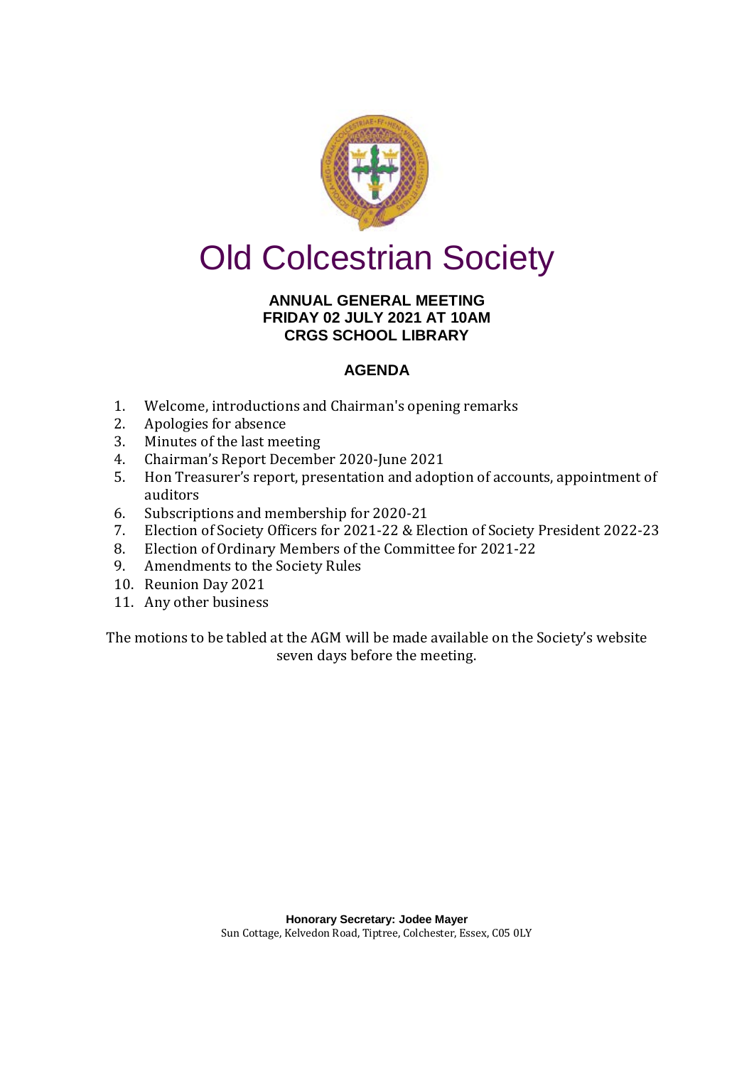# Old Colcestrian Society

**ANNUAL GENERAL MEETING**
**FRIDAY 02 JULY 2021 AT 10AM**
**CRGS SCHOOL LIBRARY**

## AGENDA

1. Welcome, introductions and Chairman's opening remarks
2. Apologies for absence
3. Minutes of the last meeting
4. Chairman's Report December 2020-June 2021
5. Hon Treasurer's report, presentation and adoption of accounts, appointment of auditors
6. Subscriptions and membership for 2020-21
7. Election of Society Officers for 2021-22 & Election of Society President 2022-23
8. Election of Ordinary Members of the Committee for 2021-22
9. Amendments to the Society Rules
10. Reunion Day 2021
11. Any other business

The motions to be tabled at the AGM will be made available on the Society's website seven days before the meeting.

**Honorary Secretary: Jodee Mayer**
Sun Cottage, Kelvedon Road, Tiptree, Colchester, Essex, C05 0LY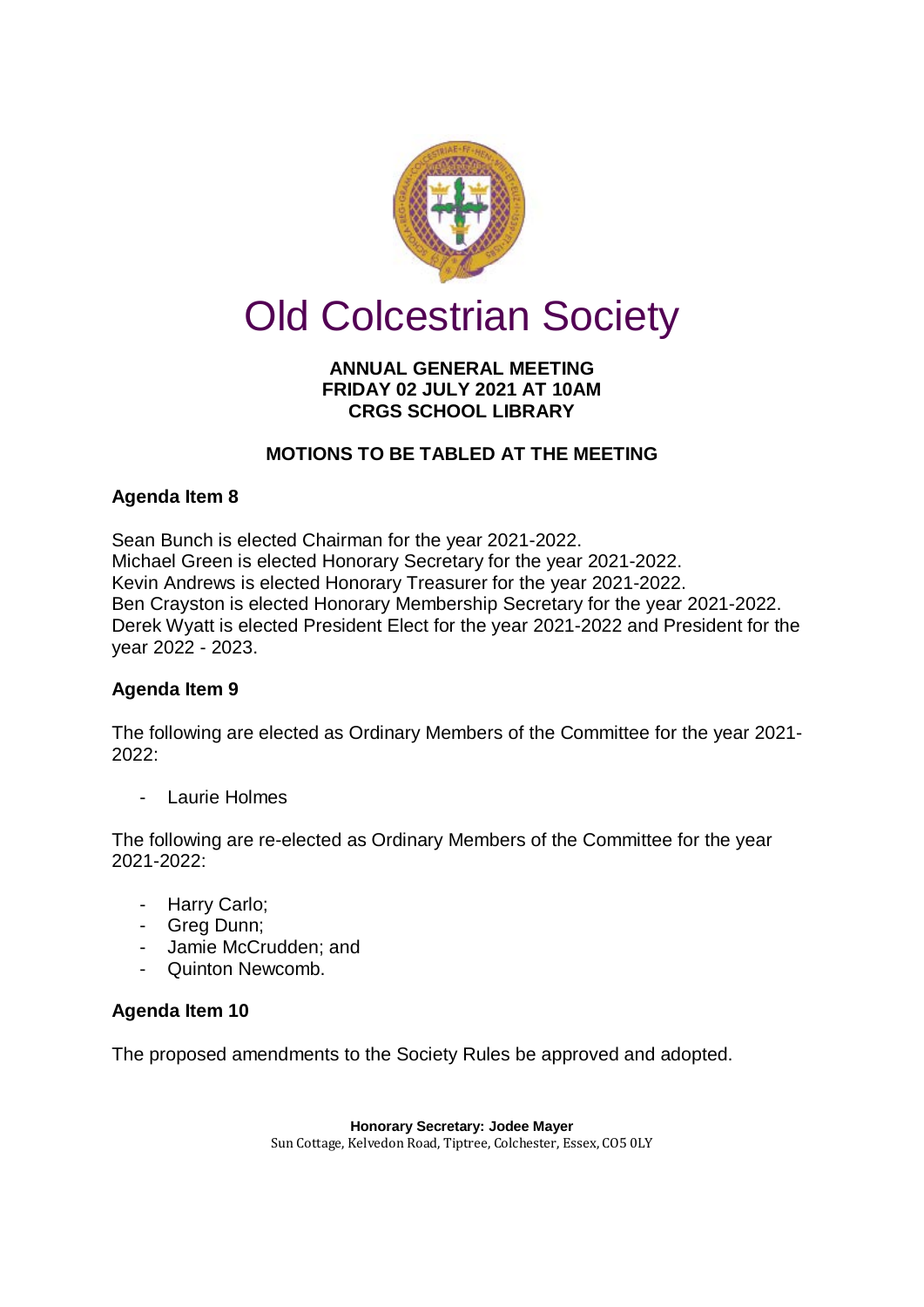# Old Colcestrian Society

**ANNUAL GENERAL MEETING**
**FRIDAY 02 JULY 2021 AT 10AM**
**CRGS SCHOOL LIBRARY**

## MOTIONS TO BE TABLED AT THE MEETING

### Agenda Item 8

Sean Bunch is elected Chairman for the year 2021-2022.
Michael Green is elected Honorary Secretary for the year 2021-2022.
Kevin Andrews is elected Honorary Treasurer for the year 2021-2022.
Ben Crayston is elected Honorary Membership Secretary for the year 2021-2022.
Derek Wyatt is elected President Elect for the year 2021-2022 and President for the year 2022 - 2023.

### Agenda Item 9

The following are elected as Ordinary Members of the Committee for the year 2021-2022:

- Laurie Holmes

The following are re-elected as Ordinary Members of the Committee for the year 2021-2022:

- Harry Carlo;
- Greg Dunn;
- Jamie McCrudden; and
- Quinton Newcomb.

### Agenda Item 10

The proposed amendments to the Society Rules be approved and adopted.

**Honorary Secretary: Jodee Mayer**
Sun Cottage, Kelvedon Road, Tiptree, Colchester, Essex, CO5 0LY